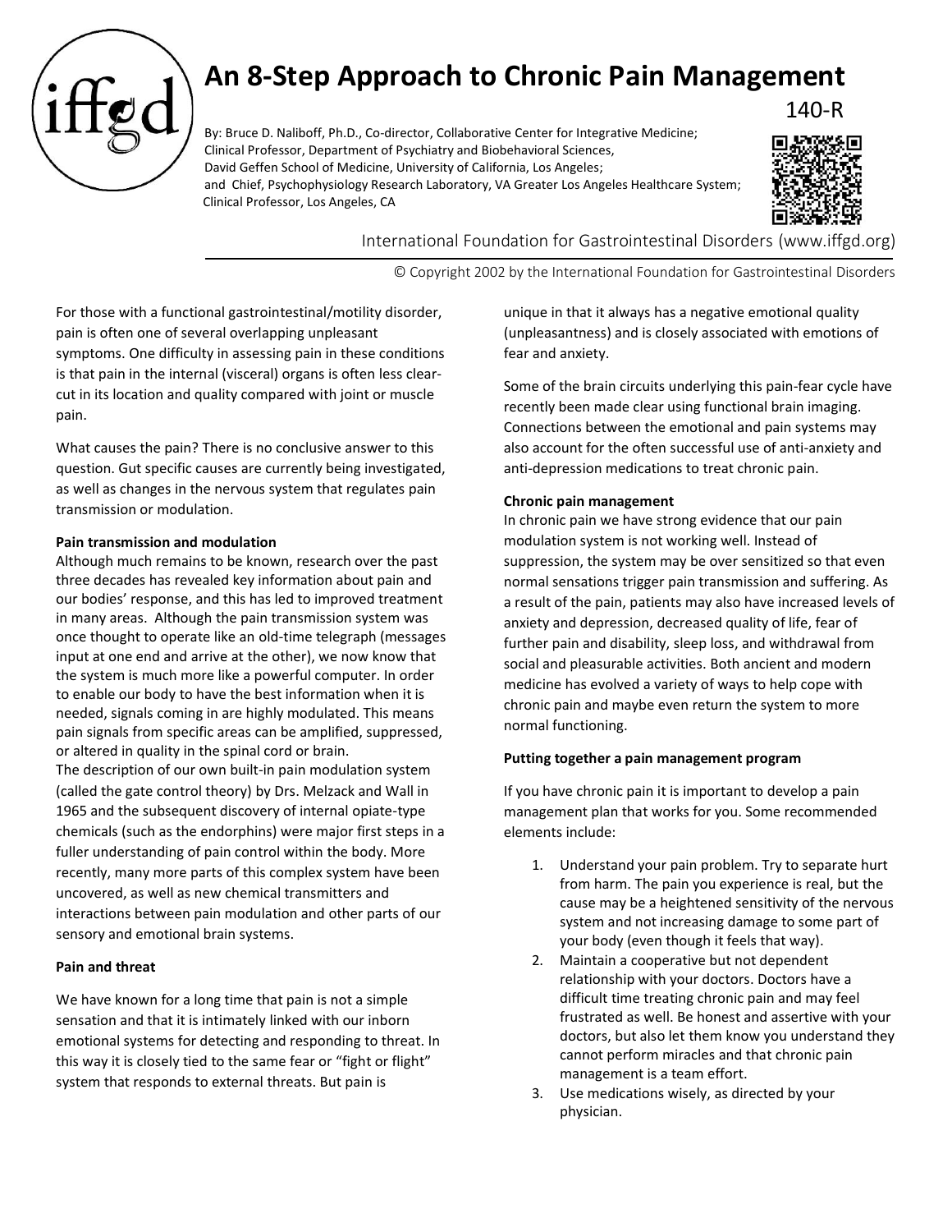# An 8-Step Approach to Chronic Pain Management

140-R

By: Bruce D. Naliboff, Ph.D., Co-director, Collaborative Center for Integrative Medicine; Clinical Professor, Department of Psychiatry and Biobehavioral Sciences, David Geffen School of Medicine, University of California, Los Angeles; and Chief, Psychophysiology Research Laboratory, VA Greater Los Angeles Healthcare System; Clinical Professor, Los Angeles, CA

International Foundation for Gastrointestinal Disorders (www.iffgd.org)

© Copyright 2002 by the International Foundation for Gastrointestinal Disorders

For those with a functional gastrointestinal/motility disorder, pain is often one of several overlapping unpleasant symptoms. One difficulty in assessing pain in these conditions is that pain in the internal (visceral) organs is often less clear-cut in its location and quality compared with joint or muscle pain.

What causes the pain? There is no conclusive answer to this question. Gut specific causes are currently being investigated, as well as changes in the nervous system that regulates pain transmission or modulation.

**Pain transmission and modulation**

Although much remains to be known, research over the past three decades has revealed key information about pain and our bodies' response, and this has led to improved treatment in many areas. Although the pain transmission system was once thought to operate like an old-time telegraph (messages input at one end and arrive at the other), we now know that the system is much more like a powerful computer. In order to enable our body to have the best information when it is needed, signals coming in are highly modulated. This means pain signals from specific areas can be amplified, suppressed, or altered in quality in the spinal cord or brain.

The description of our own built-in pain modulation system (called the gate control theory) by Drs. Melzack and Wall in 1965 and the subsequent discovery of internal opiate-type chemicals (such as the endorphins) were major first steps in a fuller understanding of pain control within the body. More recently, many more parts of this complex system have been uncovered, as well as new chemical transmitters and interactions between pain modulation and other parts of our sensory and emotional brain systems.

**Pain and threat**

We have known for a long time that pain is not a simple sensation and that it is intimately linked with our inborn emotional systems for detecting and responding to threat. In this way it is closely tied to the same fear or "fight or flight" system that responds to external threats. But pain is unique in that it always has a negative emotional quality (unpleasantness) and is closely associated with emotions of fear and anxiety.

Some of the brain circuits underlying this pain-fear cycle have recently been made clear using functional brain imaging. Connections between the emotional and pain systems may also account for the often successful use of anti-anxiety and anti-depression medications to treat chronic pain.

**Chronic pain management**

In chronic pain we have strong evidence that our pain modulation system is not working well. Instead of suppression, the system may be over sensitized so that even normal sensations trigger pain transmission and suffering. As a result of the pain, patients may also have increased levels of anxiety and depression, decreased quality of life, fear of further pain and disability, sleep loss, and withdrawal from social and pleasurable activities. Both ancient and modern medicine has evolved a variety of ways to help cope with chronic pain and maybe even return the system to more normal functioning.

**Putting together a pain management program**

If you have chronic pain it is important to develop a pain management plan that works for you. Some recommended elements include:

1. Understand your pain problem. Try to separate hurt from harm. The pain you experience is real, but the cause may be a heightened sensitivity of the nervous system and not increasing damage to some part of your body (even though it feels that way).
2. Maintain a cooperative but not dependent relationship with your doctors. Doctors have a difficult time treating chronic pain and may feel frustrated as well. Be honest and assertive with your doctors, but also let them know you understand they cannot perform miracles and that chronic pain management is a team effort.
3. Use medications wisely, as directed by your physician.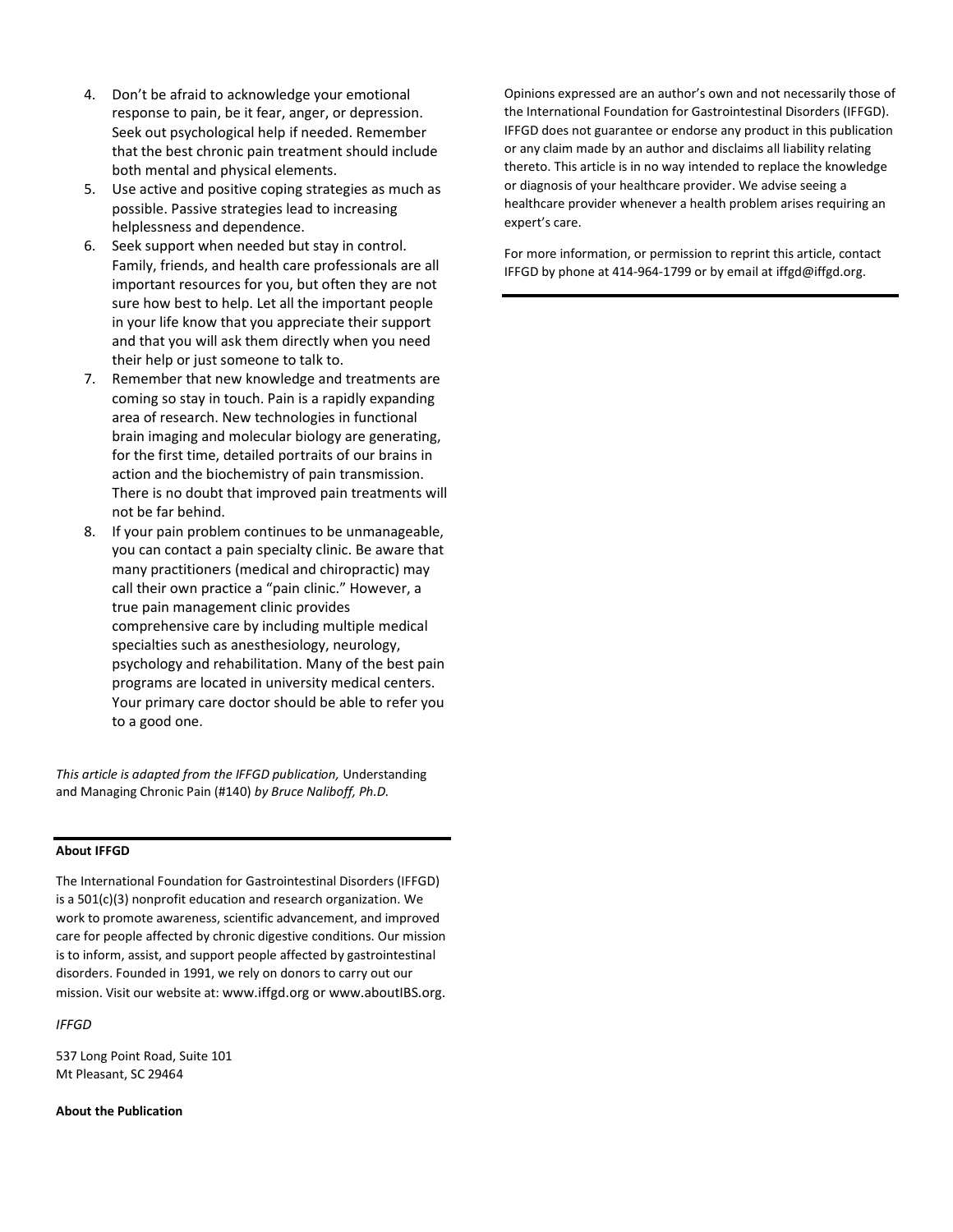4. Don't be afraid to acknowledge your emotional response to pain, be it fear, anger, or depression. Seek out psychological help if needed. Remember that the best chronic pain treatment should include both mental and physical elements.
5. Use active and positive coping strategies as much as possible. Passive strategies lead to increasing helplessness and dependence.
6. Seek support when needed but stay in control. Family, friends, and health care professionals are all important resources for you, but often they are not sure how best to help. Let all the important people in your life know that you appreciate their support and that you will ask them directly when you need their help or just someone to talk to.
7. Remember that new knowledge and treatments are coming so stay in touch. Pain is a rapidly expanding area of research. New technologies in functional brain imaging and molecular biology are generating, for the first time, detailed portraits of our brains in action and the biochemistry of pain transmission. There is no doubt that improved pain treatments will not be far behind.
8. If your pain problem continues to be unmanageable, you can contact a pain specialty clinic. Be aware that many practitioners (medical and chiropractic) may call their own practice a "pain clinic." However, a true pain management clinic provides comprehensive care by including multiple medical specialties such as anesthesiology, neurology, psychology and rehabilitation. Many of the best pain programs are located in university medical centers. Your primary care doctor should be able to refer you to a good one.

*This article is adapted from the IFFGD publication,* Understanding and Managing Chronic Pain (#140) *by Bruce Naliboff, Ph.D.*

**About IFFGD**

The International Foundation for Gastrointestinal Disorders (IFFGD) is a 501(c)(3) nonprofit education and research organization. We work to promote awareness, scientific advancement, and improved care for people affected by chronic digestive conditions. Our mission is to inform, assist, and support people affected by gastrointestinal disorders. Founded in 1991, we rely on donors to carry out our mission. Visit our website at: www.iffgd.org or www.aboutIBS.org.

*IFFGD*

537 Long Point Road, Suite 101
Mt Pleasant, SC 29464

**About the Publication**

Opinions expressed are an author's own and not necessarily those of the International Foundation for Gastrointestinal Disorders (IFFGD). IFFGD does not guarantee or endorse any product in this publication or any claim made by an author and disclaims all liability relating thereto. This article is in no way intended to replace the knowledge or diagnosis of your healthcare provider. We advise seeing a healthcare provider whenever a health problem arises requiring an expert's care.

For more information, or permission to reprint this article, contact IFFGD by phone at 414-964-1799 or by email at iffgd@iffgd.org.